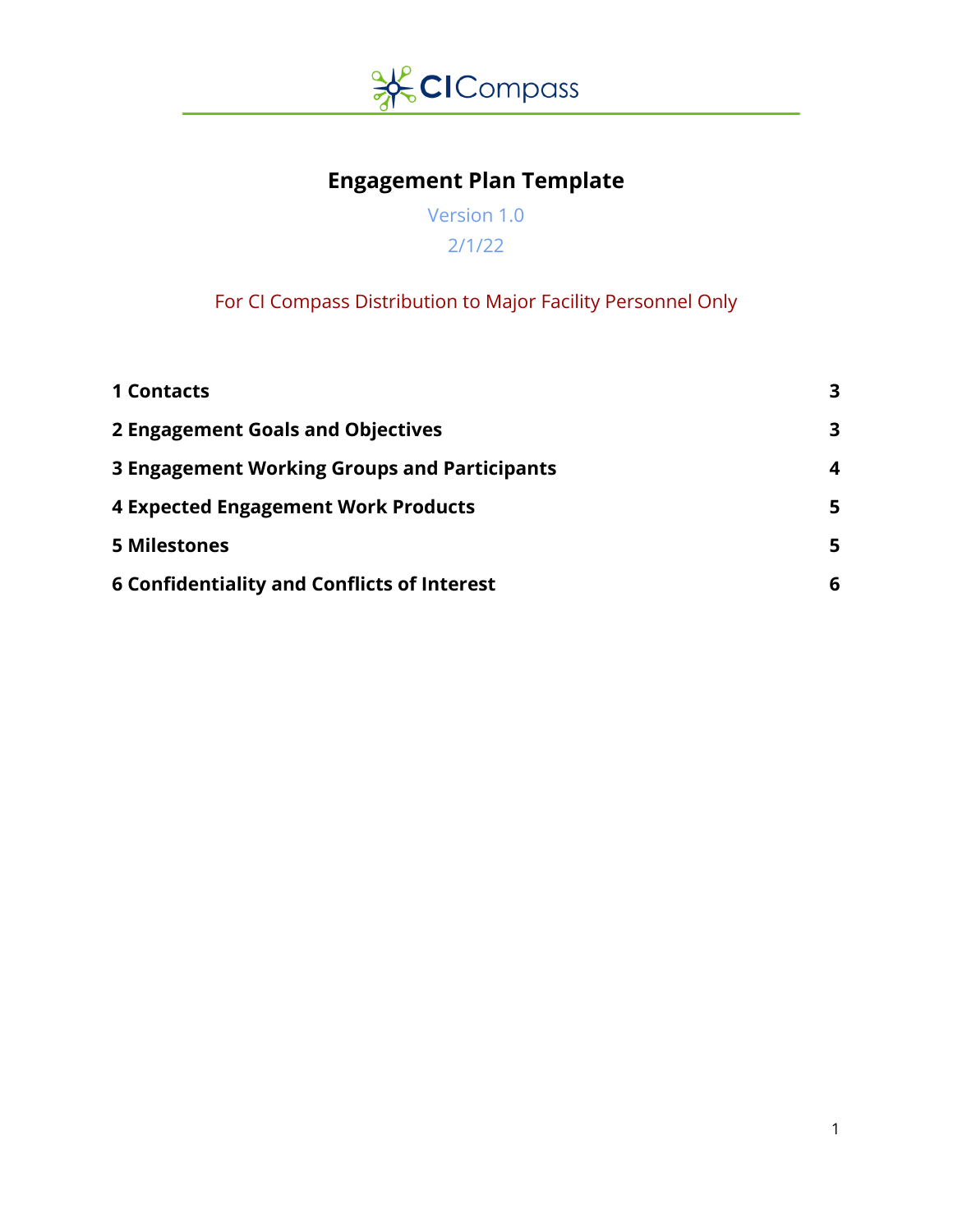CI Compass

# Engagement Plan Template

Version 1.0

2/1/22

For CI Compass Distribution to Major Facility Personnel Only

| | |
|---|---|
| **1 Contacts** | **3** |
| **2 Engagement Goals and Objectives** | **3** |
| **3 Engagement Working Groups and Participants** | **4** |
| **4 Expected Engagement Work Products** | **5** |
| **5 Milestones** | **5** |
| **6 Confidentiality and Conflicts of Interest** | **6** |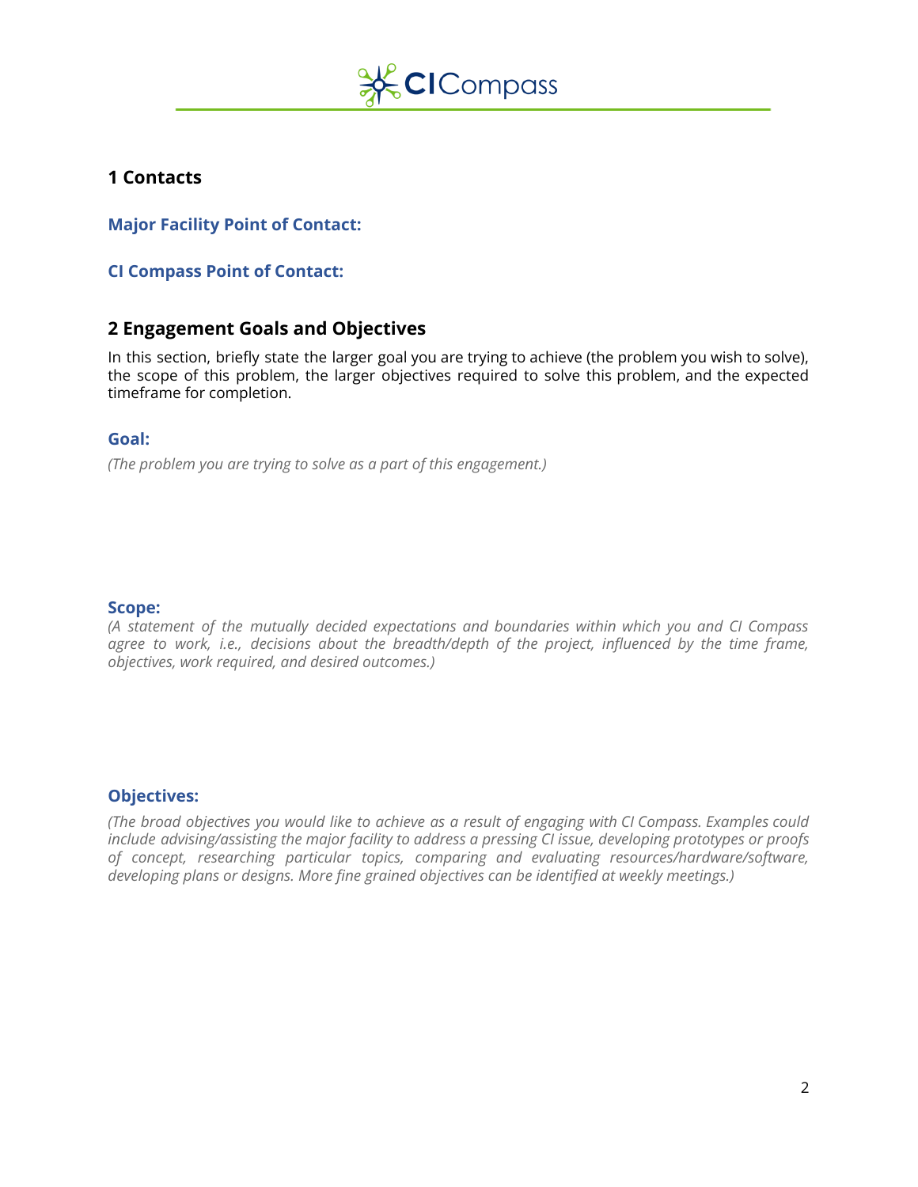## 1 Contacts

### Major Facility Point of Contact:

### CI Compass Point of Contact:

## 2 Engagement Goals and Objectives

In this section, briefly state the larger goal you are trying to achieve (the problem you wish to solve), the scope of this problem, the larger objectives required to solve this problem, and the expected timeframe for completion.

### Goal:

*(The problem you are trying to solve as a part of this engagement.)*

### Scope:

*(A statement of the mutually decided expectations and boundaries within which you and CI Compass agree to work, i.e., decisions about the breadth/depth of the project, influenced by the time frame, objectives, work required, and desired outcomes.)*

### Objectives:

*(The broad objectives you would like to achieve as a result of engaging with CI Compass. Examples could include advising/assisting the major facility to address a pressing CI issue, developing prototypes or proofs of concept, researching particular topics, comparing and evaluating resources/hardware/software, developing plans or designs. More fine grained objectives can be identified at weekly meetings.)*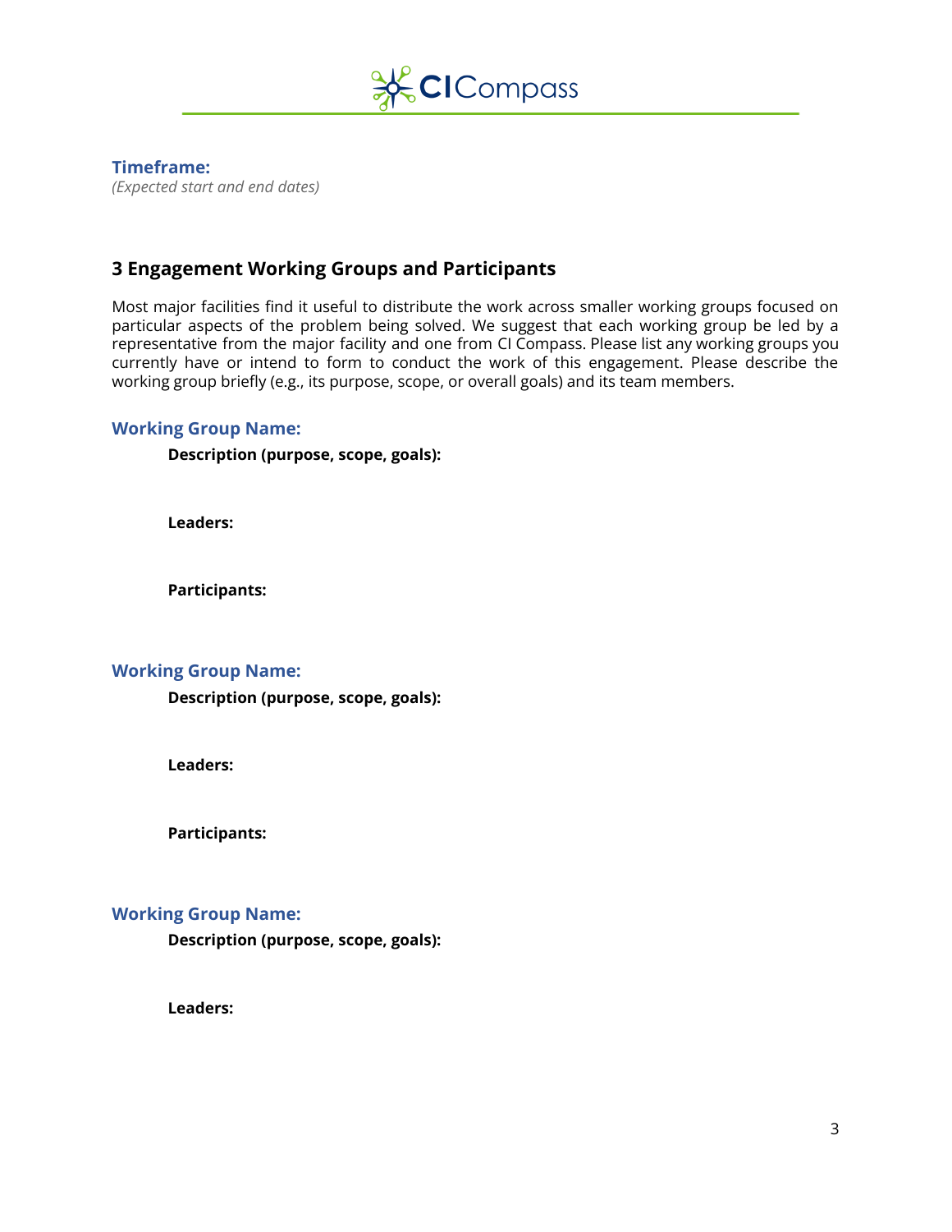**Timeframe:**
*(Expected start and end dates)*

## 3 Engagement Working Groups and Participants

Most major facilities find it useful to distribute the work across smaller working groups focused on particular aspects of the problem being solved. We suggest that each working group be led by a representative from the major facility and one from CI Compass. Please list any working groups you currently have or intend to form to conduct the work of this engagement. Please describe the working group briefly (e.g., its purpose, scope, or overall goals) and its team members.

**Working Group Name:**

**Description (purpose, scope, goals):**

**Leaders:**

**Participants:**

**Working Group Name:**

**Description (purpose, scope, goals):**

**Leaders:**

**Participants:**

**Working Group Name:**

**Description (purpose, scope, goals):**

**Leaders:**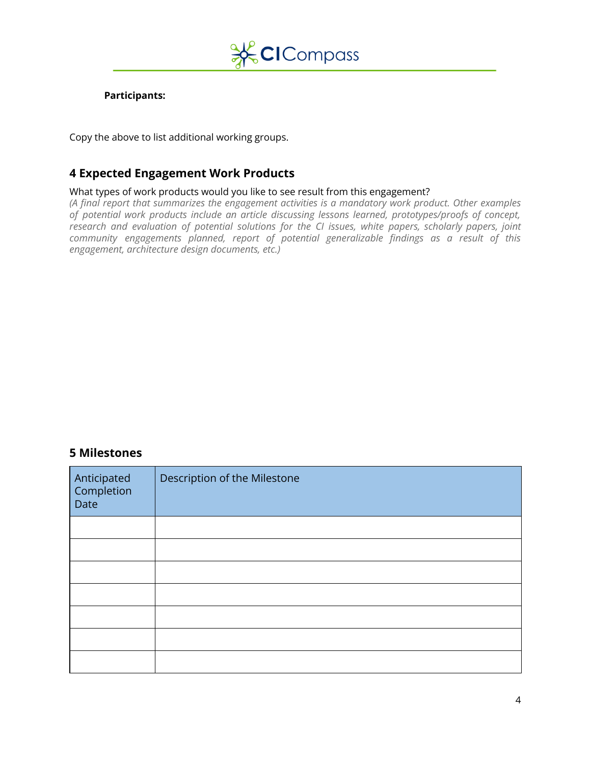**Participants:**

Copy the above to list additional working groups.

## 4 Expected Engagement Work Products

What types of work products would you like to see result from this engagement?

*(A final report that summarizes the engagement activities is a mandatory work product. Other examples of potential work products include an article discussing lessons learned, prototypes/proofs of concept, research and evaluation of potential solutions for the CI issues, white papers, scholarly papers, joint community engagements planned, report of potential generalizable findings as a result of this engagement, architecture design documents, etc.)*

## 5 Milestones

| Anticipated Completion Date | Description of the Milestone |
|---|---|
| | |
| | |
| | |
| | |
| | |
| | |
| | |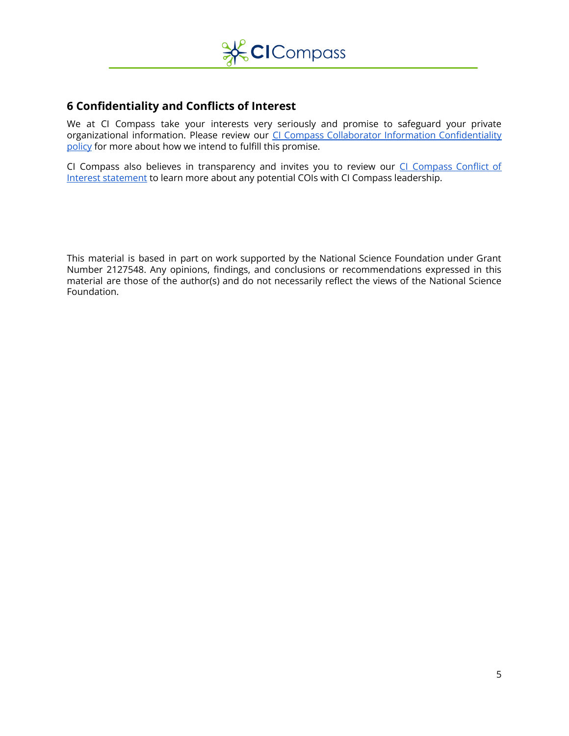## 6 Confidentiality and Conflicts of Interest

We at CI Compass take your interests very seriously and promise to safeguard your private organizational information. Please review our CI Compass Collaborator Information Confidentiality policy for more about how we intend to fulfill this promise.

CI Compass also believes in transparency and invites you to review our CI Compass Conflict of Interest statement to learn more about any potential COIs with CI Compass leadership.

This material is based in part on work supported by the National Science Foundation under Grant Number 2127548. Any opinions, findings, and conclusions or recommendations expressed in this material are those of the author(s) and do not necessarily reflect the views of the National Science Foundation.